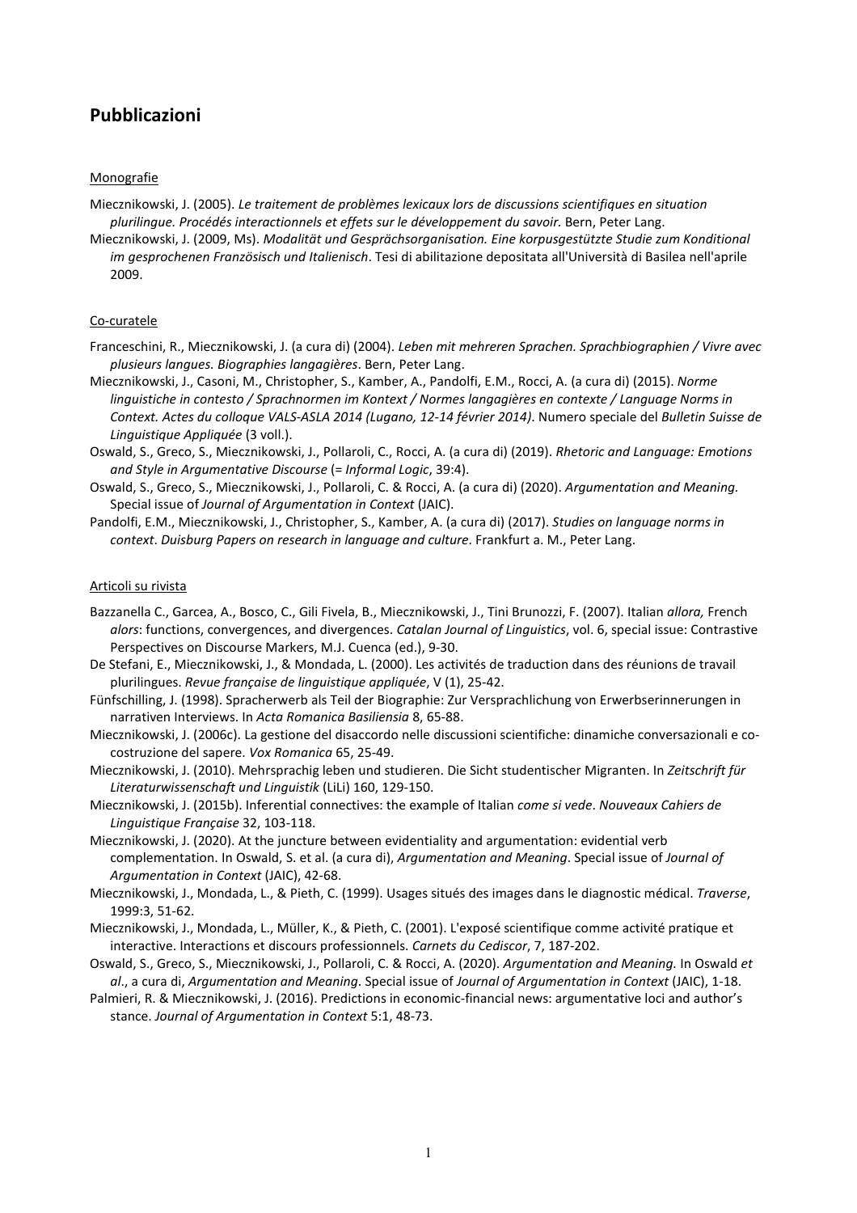# Pubblicazioni

## Monografie

Miecznikowski, J. (2005). *Le traitement de problèmes lexicaux lors de discussions scientifiques en situation plurilingue. Procédés interactionnels et effets sur le développement du savoir.* Bern, Peter Lang.

Miecznikowski, J. (2009, Ms). *Modalität und Gesprächsorganisation. Eine korpusgestützte Studie zum Konditional im gesprochenen Französisch und Italienisch*. Tesi di abilitazione depositata all'Università di Basilea nell'aprile 2009.

## Co-curatele

Franceschini, R., Miecznikowski, J. (a cura di) (2004). *Leben mit mehreren Sprachen. Sprachbiographien / Vivre avec plusieurs langues. Biographies langagières*. Bern, Peter Lang.

Miecznikowski, J., Casoni, M., Christopher, S., Kamber, A., Pandolfi, E.M., Rocci, A. (a cura di) (2015). *Norme linguistiche in contesto / Sprachnormen im Kontext / Normes langagières en contexte / Language Norms in Context. Actes du colloque VALS-ASLA 2014 (Lugano, 12-14 février 2014)*. Numero speciale del *Bulletin Suisse de Linguistique Appliquée* (3 voll.).

Oswald, S., Greco, S., Miecznikowski, J., Pollaroli, C., Rocci, A. (a cura di) (2019). *Rhetoric and Language: Emotions and Style in Argumentative Discourse* (= *Informal Logic*, 39:4).

Oswald, S., Greco, S., Miecznikowski, J., Pollaroli, C. & Rocci, A. (a cura di) (2020). *Argumentation and Meaning.* Special issue of *Journal of Argumentation in Context* (JAIC).

Pandolfi, E.M., Miecznikowski, J., Christopher, S., Kamber, A. (a cura di) (2017). *Studies on language norms in context*. *Duisburg Papers on research in language and culture*. Frankfurt a. M., Peter Lang.

## Articoli su rivista

Bazzanella C., Garcea, A., Bosco, C., Gili Fivela, B., Miecznikowski, J., Tini Brunozzi, F. (2007). Italian *allora,* French *alors*: functions, convergences, and divergences. *Catalan Journal of Linguistics*, vol. 6, special issue: Contrastive Perspectives on Discourse Markers, M.J. Cuenca (ed.), 9-30.

De Stefani, E., Miecznikowski, J., & Mondada, L. (2000). Les activités de traduction dans des réunions de travail plurilingues. *Revue française de linguistique appliquée*, V (1), 25-42.

Fünfschilling, J. (1998). Spracherwerb als Teil der Biographie: Zur Versprachlichung von Erwerbserinnerungen in narrativen Interviews. In *Acta Romanica Basiliensia* 8, 65-88.

Miecznikowski, J. (2006c). La gestione del disaccordo nelle discussioni scientifiche: dinamiche conversazionali e co-costruzione del sapere. *Vox Romanica* 65, 25-49.

Miecznikowski, J. (2010). Mehrsprachig leben und studieren. Die Sicht studentischer Migranten. In *Zeitschrift für Literaturwissenschaft und Linguistik* (LiLi) 160, 129-150.

Miecznikowski, J. (2015b). Inferential connectives: the example of Italian *come si vede*. *Nouveaux Cahiers de Linguistique Française* 32, 103-118.

Miecznikowski, J. (2020). At the juncture between evidentiality and argumentation: evidential verb complementation. In Oswald, S. et al. (a cura di), *Argumentation and Meaning*. Special issue of *Journal of Argumentation in Context* (JAIC), 42-68.

Miecznikowski, J., Mondada, L., & Pieth, C. (1999). Usages situés des images dans le diagnostic médical. *Traverse*, 1999:3, 51-62.

Miecznikowski, J., Mondada, L., Müller, K., & Pieth, C. (2001). L'exposé scientifique comme activité pratique et interactive. Interactions et discours professionnels. *Carnets du Cediscor*, 7, 187-202.

Oswald, S., Greco, S., Miecznikowski, J., Pollaroli, C. & Rocci, A. (2020). *Argumentation and Meaning.* In Oswald *et al*., a cura di, *Argumentation and Meaning*. Special issue of *Journal of Argumentation in Context* (JAIC), 1-18.

Palmieri, R. & Miecznikowski, J. (2016). Predictions in economic-financial news: argumentative loci and author's stance. *Journal of Argumentation in Context* 5:1, 48-73.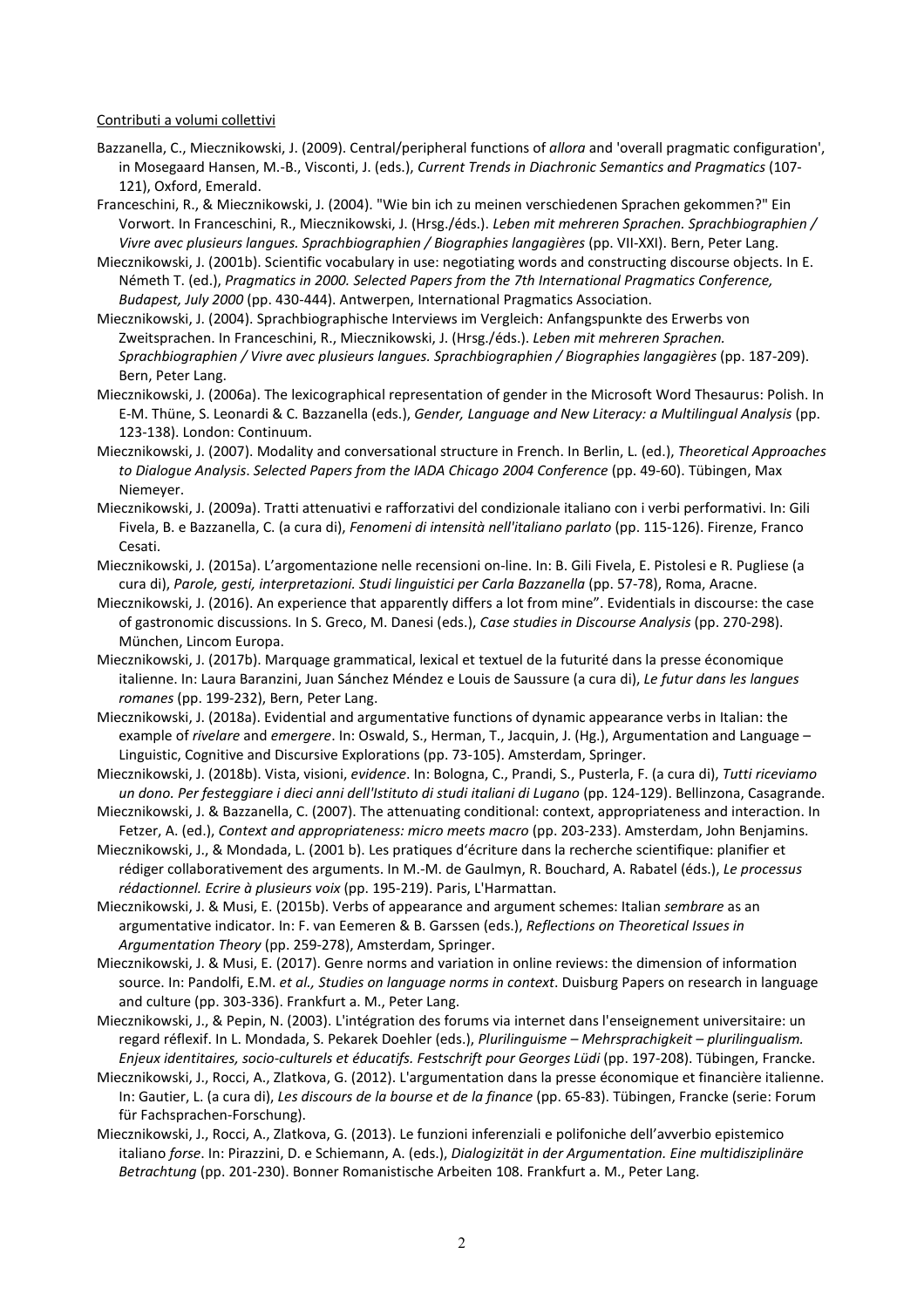Contributi a volumi collettivi

Bazzanella, C., Miecznikowski, J. (2009). Central/peripheral functions of *allora* and 'overall pragmatic configuration', in Mosegaard Hansen, M.-B., Visconti, J. (eds.), *Current Trends in Diachronic Semantics and Pragmatics* (107-121), Oxford, Emerald.

Franceschini, R., & Miecznikowski, J. (2004). "Wie bin ich zu meinen verschiedenen Sprachen gekommen?" Ein Vorwort. In Franceschini, R., Miecznikowski, J. (Hrsg./éds.). *Leben mit mehreren Sprachen. Sprachbiographien / Vivre avec plusieurs langues. Sprachbiographien / Biographies langagières* (pp. VII-XXI). Bern, Peter Lang.

Miecznikowski, J. (2001b). Scientific vocabulary in use: negotiating words and constructing discourse objects. In E. Németh T. (ed.), *Pragmatics in 2000. Selected Papers from the 7th International Pragmatics Conference, Budapest, July 2000* (pp. 430-444). Antwerpen, International Pragmatics Association.

Miecznikowski, J. (2004). Sprachbiographische Interviews im Vergleich: Anfangspunkte des Erwerbs von Zweitsprachen. In Franceschini, R., Miecznikowski, J. (Hrsg./éds.). *Leben mit mehreren Sprachen. Sprachbiographien / Vivre avec plusieurs langues. Sprachbiographien / Biographies langagières* (pp. 187-209). Bern, Peter Lang.

Miecznikowski, J. (2006a). The lexicographical representation of gender in the Microsoft Word Thesaurus: Polish. In E-M. Thüne, S. Leonardi & C. Bazzanella (eds.), *Gender, Language and New Literacy: a Multilingual Analysis* (pp. 123-138). London: Continuum.

Miecznikowski, J. (2007). Modality and conversational structure in French. In Berlin, L. (ed.), *Theoretical Approaches to Dialogue Analysis*. *Selected Papers from the IADA Chicago 2004 Conference* (pp. 49-60). Tübingen, Max Niemeyer.

Miecznikowski, J. (2009a). Tratti attenuativi e rafforzativi del condizionale italiano con i verbi performativi. In: Gili Fivela, B. e Bazzanella, C. (a cura di), *Fenomeni di intensità nell'italiano parlato* (pp. 115-126). Firenze, Franco Cesati.

Miecznikowski, J. (2015a). L'argomentazione nelle recensioni on-line. In: B. Gili Fivela, E. Pistolesi e R. Pugliese (a cura di), *Parole, gesti, interpretazioni. Studi linguistici per Carla Bazzanella* (pp. 57-78), Roma, Aracne.

Miecznikowski, J. (2016). An experience that apparently differs a lot from mine". Evidentials in discourse: the case of gastronomic discussions. In S. Greco, M. Danesi (eds.), *Case studies in Discourse Analysis* (pp. 270-298). München, Lincom Europa.

Miecznikowski, J. (2017b). Marquage grammatical, lexical et textuel de la futurité dans la presse économique italienne. In: Laura Baranzini, Juan Sánchez Méndez e Louis de Saussure (a cura di), *Le futur dans les langues romanes* (pp. 199-232), Bern, Peter Lang.

Miecznikowski, J. (2018a). Evidential and argumentative functions of dynamic appearance verbs in Italian: the example of *rivelare* and *emergere*. In: Oswald, S., Herman, T., Jacquin, J. (Hg.), Argumentation and Language – Linguistic, Cognitive and Discursive Explorations (pp. 73-105). Amsterdam, Springer.

Miecznikowski, J. (2018b). Vista, visioni, *evidence*. In: Bologna, C., Prandi, S., Pusterla, F. (a cura di), *Tutti riceviamo un dono. Per festeggiare i dieci anni dell'Istituto di studi italiani di Lugano* (pp. 124-129). Bellinzona, Casagrande.

Miecznikowski, J. & Bazzanella, C. (2007). The attenuating conditional: context, appropriateness and interaction. In Fetzer, A. (ed.), *Context and appropriateness: micro meets macro* (pp. 203-233). Amsterdam, John Benjamins.

Miecznikowski, J., & Mondada, L. (2001 b). Les pratiques d'écriture dans la recherche scientifique: planifier et rédiger collaborativement des arguments. In M.-M. de Gaulmyn, R. Bouchard, A. Rabatel (éds.), *Le processus rédactionnel. Ecrire à plusieurs voix* (pp. 195-219). Paris, L'Harmattan.

Miecznikowski, J. & Musi, E. (2015b). Verbs of appearance and argument schemes: Italian *sembrare* as an argumentative indicator. In: F. van Eemeren & B. Garssen (eds.), *Reflections on Theoretical Issues in Argumentation Theory* (pp. 259-278), Amsterdam, Springer.

Miecznikowski, J. & Musi, E. (2017). Genre norms and variation in online reviews: the dimension of information source. In: Pandolfi, E.M. *et al., Studies on language norms in context*. Duisburg Papers on research in language and culture (pp. 303-336). Frankfurt a. M., Peter Lang.

Miecznikowski, J., & Pepin, N. (2003). L'intégration des forums via internet dans l'enseignement universitaire: un regard réflexif. In L. Mondada, S. Pekarek Doehler (eds.), *Plurilinguisme – Mehrsprachigkeit – plurilingualism. Enjeux identitaires, socio-culturels et éducatifs. Festschrift pour Georges Lüdi* (pp. 197-208). Tübingen, Francke.

Miecznikowski, J., Rocci, A., Zlatkova, G. (2012). L'argumentation dans la presse économique et financière italienne. In: Gautier, L. (a cura di), *Les discours de la bourse et de la finance* (pp. 65-83). Tübingen, Francke (serie: Forum für Fachsprachen-Forschung).

Miecznikowski, J., Rocci, A., Zlatkova, G. (2013). Le funzioni inferenziali e polifoniche dell'avverbio epistemico italiano *forse*. In: Pirazzini, D. e Schiemann, A. (eds.), *Dialogizität in der Argumentation. Eine multidisziplinäre Betrachtung* (pp. 201-230). Bonner Romanistische Arbeiten 108. Frankfurt a. M., Peter Lang.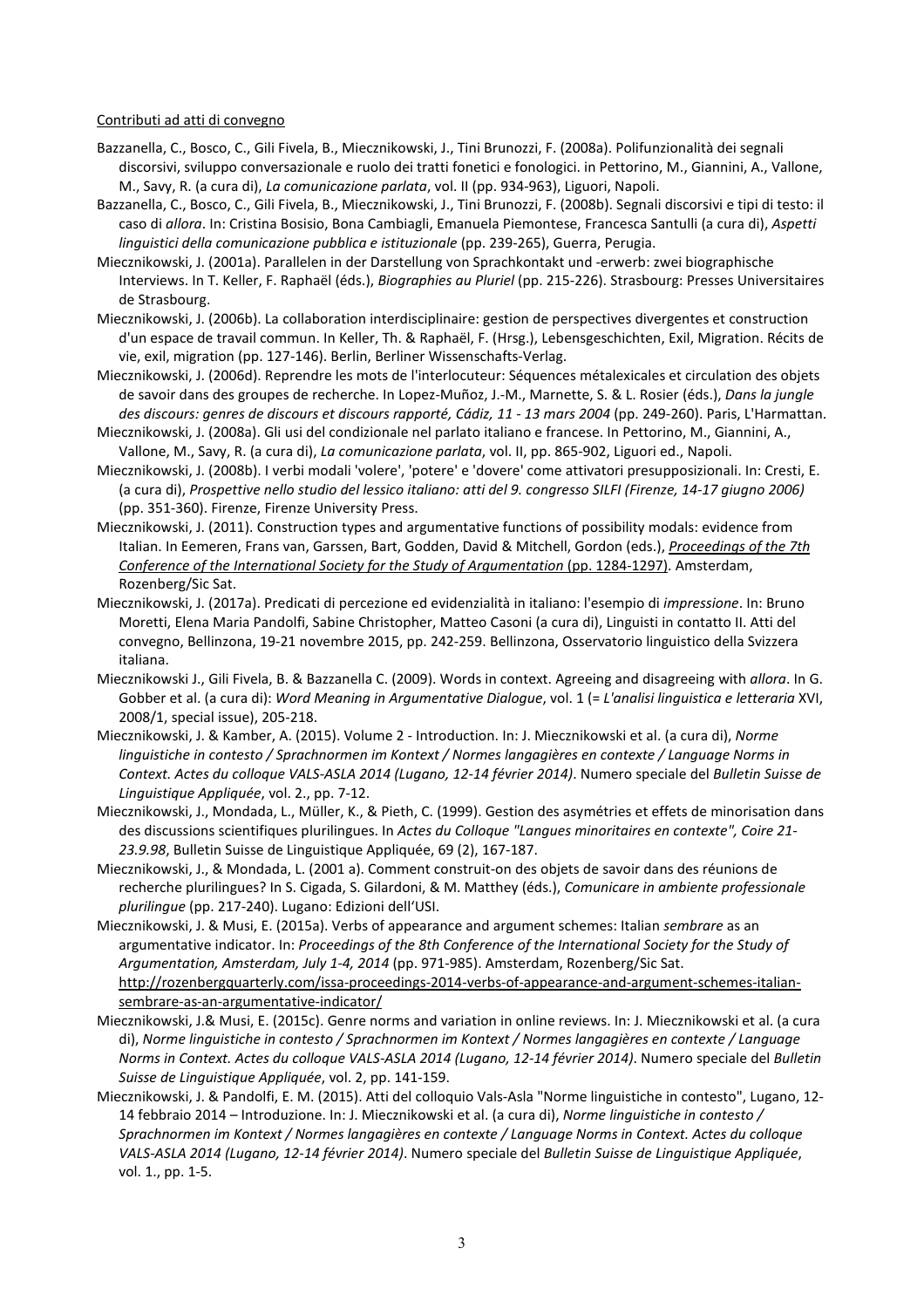Contributi ad atti di convegno

Bazzanella, C., Bosco, C., Gili Fivela, B., Miecznikowski, J., Tini Brunozzi, F. (2008a). Polifunzionalità dei segnali discorsivi, sviluppo conversazionale e ruolo dei tratti fonetici e fonologici. in Pettorino, M., Giannini, A., Vallone, M., Savy, R. (a cura di), *La comunicazione parlata*, vol. II (pp. 934-963), Liguori, Napoli.

Bazzanella, C., Bosco, C., Gili Fivela, B., Miecznikowski, J., Tini Brunozzi, F. (2008b). Segnali discorsivi e tipi di testo: il caso di *allora*. In: Cristina Bosisio, Bona Cambiagli, Emanuela Piemontese, Francesca Santulli (a cura di), *Aspetti linguistici della comunicazione pubblica e istituzionale* (pp. 239-265), Guerra, Perugia.

Miecznikowski, J. (2001a). Parallelen in der Darstellung von Sprachkontakt und -erwerb: zwei biographische Interviews. In T. Keller, F. Raphaël (éds.), *Biographies au Pluriel* (pp. 215-226). Strasbourg: Presses Universitaires de Strasbourg.

Miecznikowski, J. (2006b). La collaboration interdisciplinaire: gestion de perspectives divergentes et construction d'un espace de travail commun. In Keller, Th. & Raphaël, F. (Hrsg.), Lebensgeschichten, Exil, Migration. Récits de vie, exil, migration (pp. 127-146). Berlin, Berliner Wissenschafts-Verlag.

Miecznikowski, J. (2006d). Reprendre les mots de l'interlocuteur: Séquences métalexicales et circulation des objets de savoir dans des groupes de recherche. In Lopez-Muñoz, J.-M., Marnette, S. & L. Rosier (éds.), *Dans la jungle des discours: genres de discours et discours rapporté, Cádiz, 11 - 13 mars 2004* (pp. 249-260). Paris, L'Harmattan.

Miecznikowski, J. (2008a). Gli usi del condizionale nel parlato italiano e francese. In Pettorino, M., Giannini, A., Vallone, M., Savy, R. (a cura di), *La comunicazione parlata*, vol. II, pp. 865-902, Liguori ed., Napoli.

Miecznikowski, J. (2008b). I verbi modali 'volere', 'potere' e 'dovere' come attivatori presupposizionali. In: Cresti, E. (a cura di), *Prospettive nello studio del lessico italiano: atti del 9. congresso SILFI (Firenze, 14-17 giugno 2006)* (pp. 351-360). Firenze, Firenze University Press.

Miecznikowski, J. (2011). Construction types and argumentative functions of possibility modals: evidence from Italian. In Eemeren, Frans van, Garssen, Bart, Godden, David & Mitchell, Gordon (eds.), *Proceedings of the 7th Conference of the International Society for the Study of Argumentation* (pp. 1284-1297). Amsterdam, Rozenberg/Sic Sat.

Miecznikowski, J. (2017a). Predicati di percezione ed evidenzialità in italiano: l'esempio di *impressione*. In: Bruno Moretti, Elena Maria Pandolfi, Sabine Christopher, Matteo Casoni (a cura di), Linguisti in contatto II. Atti del convegno, Bellinzona, 19-21 novembre 2015, pp. 242-259. Bellinzona, Osservatorio linguistico della Svizzera italiana.

Miecznikowski J., Gili Fivela, B. & Bazzanella C. (2009). Words in context. Agreeing and disagreeing with *allora*. In G. Gobber et al. (a cura di): *Word Meaning in Argumentative Dialogue*, vol. 1 (= *L'analisi linguistica e letteraria* XVI, 2008/1, special issue), 205-218.

Miecznikowski, J. & Kamber, A. (2015). Volume 2 - Introduction. In: J. Miecznikowski et al. (a cura di), *Norme linguistiche in contesto / Sprachnormen im Kontext / Normes langagières en contexte / Language Norms in Context. Actes du colloque VALS-ASLA 2014 (Lugano, 12-14 février 2014)*. Numero speciale del *Bulletin Suisse de Linguistique Appliquée*, vol. 2., pp. 7-12.

Miecznikowski, J., Mondada, L., Müller, K., & Pieth, C. (1999). Gestion des asymétries et effets de minorisation dans des discussions scientifiques plurilingues. In *Actes du Colloque "Langues minoritaires en contexte", Coire 21-23.9.98*, Bulletin Suisse de Linguistique Appliquée, 69 (2), 167-187.

Miecznikowski, J., & Mondada, L. (2001 a). Comment construit-on des objets de savoir dans des réunions de recherche plurilingues? In S. Cigada, S. Gilardoni, & M. Matthey (éds.), *Comunicare in ambiente professionale plurilingue* (pp. 217-240). Lugano: Edizioni dell'USI.

Miecznikowski, J. & Musi, E. (2015a). Verbs of appearance and argument schemes: Italian *sembrare* as an argumentative indicator. In: *Proceedings of the 8th Conference of the International Society for the Study of Argumentation, Amsterdam, July 1-4, 2014* (pp. 971-985). Amsterdam, Rozenberg/Sic Sat. http://rozenbergquarterly.com/issa-proceedings-2014-verbs-of-appearance-and-argument-schemes-italian-sembrare-as-an-argumentative-indicator/

Miecznikowski, J.& Musi, E. (2015c). Genre norms and variation in online reviews. In: J. Miecznikowski et al. (a cura di), *Norme linguistiche in contesto / Sprachnormen im Kontext / Normes langagières en contexte / Language Norms in Context. Actes du colloque VALS-ASLA 2014 (Lugano, 12-14 février 2014)*. Numero speciale del *Bulletin Suisse de Linguistique Appliquée*, vol. 2, pp. 141-159.

Miecznikowski, J. & Pandolfi, E. M. (2015). Atti del colloquio Vals-Asla "Norme linguistiche in contesto", Lugano, 12-14 febbraio 2014 – Introduzione. In: J. Miecznikowski et al. (a cura di), *Norme linguistiche in contesto / Sprachnormen im Kontext / Normes langagières en contexte / Language Norms in Context. Actes du colloque VALS-ASLA 2014 (Lugano, 12-14 février 2014)*. Numero speciale del *Bulletin Suisse de Linguistique Appliquée*, vol. 1., pp. 1-5.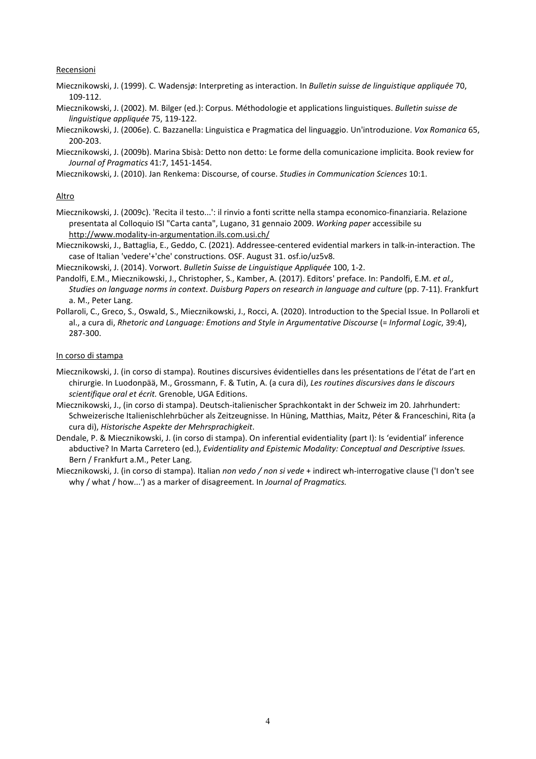Recensioni

Miecznikowski, J. (1999). C. Wadensjø: Interpreting as interaction. In *Bulletin suisse de linguistique appliquée* 70, 109-112.

Miecznikowski, J. (2002). M. Bilger (ed.): Corpus. Méthodologie et applications linguistiques. *Bulletin suisse de linguistique appliquée* 75, 119-122.

Miecznikowski, J. (2006e). C. Bazzanella: Linguistica e Pragmatica del linguaggio. Un'introduzione. *Vox Romanica* 65, 200-203.

Miecznikowski, J. (2009b). Marina Sbisà: Detto non detto: Le forme della comunicazione implicita. Book review for *Journal of Pragmatics* 41:7, 1451-1454.

Miecznikowski, J. (2010). Jan Renkema: Discourse, of course. *Studies in Communication Sciences* 10:1.

Altro

Miecznikowski, J. (2009c). 'Recita il testo...': il rinvio a fonti scritte nella stampa economico-finanziaria. Relazione presentata al Colloquio ISI "Carta canta", Lugano, 31 gennaio 2009. *Working paper* accessibile su http://www.modality-in-argumentation.ils.com.usi.ch/

Miecznikowski, J., Battaglia, E., Geddo, C. (2021). Addressee-centered evidential markers in talk-in-interaction. The case of Italian 'vedere'+'che' constructions. OSF. August 31. osf.io/uz5v8.

Miecznikowski, J. (2014). Vorwort. *Bulletin Suisse de Linguistique Appliquée* 100, 1-2.

Pandolfi, E.M., Miecznikowski, J., Christopher, S., Kamber, A. (2017). Editors' preface. In: Pandolfi, E.M. *et al., Studies on language norms in context*. *Duisburg Papers on research in language and culture* (pp. 7-11). Frankfurt a. M., Peter Lang.

Pollaroli, C., Greco, S., Oswald, S., Miecznikowski, J., Rocci, A. (2020). Introduction to the Special Issue. In Pollaroli et al., a cura di, *Rhetoric and Language: Emotions and Style in Argumentative Discourse* (= *Informal Logic*, 39:4), 287-300.

In corso di stampa

Miecznikowski, J. (in corso di stampa). Routines discursives évidentielles dans les présentations de l'état de l'art en chirurgie. In Luodonpää, M., Grossmann, F. & Tutin, A. (a cura di), *Les routines discursives dans le discours scientifique oral et écrit.* Grenoble, UGA Editions.

Miecznikowski, J., (in corso di stampa). Deutsch-italienischer Sprachkontakt in der Schweiz im 20. Jahrhundert: Schweizerische Italienischlehrbücher als Zeitzeugnisse. In Hüning, Matthias, Maitz, Péter & Franceschini, Rita (a cura di), *Historische Aspekte der Mehrsprachigkeit*.

Dendale, P. & Miecznikowski, J. (in corso di stampa). On inferential evidentiality (part I): Is 'evidential' inference abductive? In Marta Carretero (ed.), *Evidentiality and Epistemic Modality: Conceptual and Descriptive Issues.* Bern / Frankfurt a.M., Peter Lang.

Miecznikowski, J. (in corso di stampa). Italian *non vedo / non si vede* + indirect wh-interrogative clause ('I don't see why / what / how...') as a marker of disagreement. In *Journal of Pragmatics.*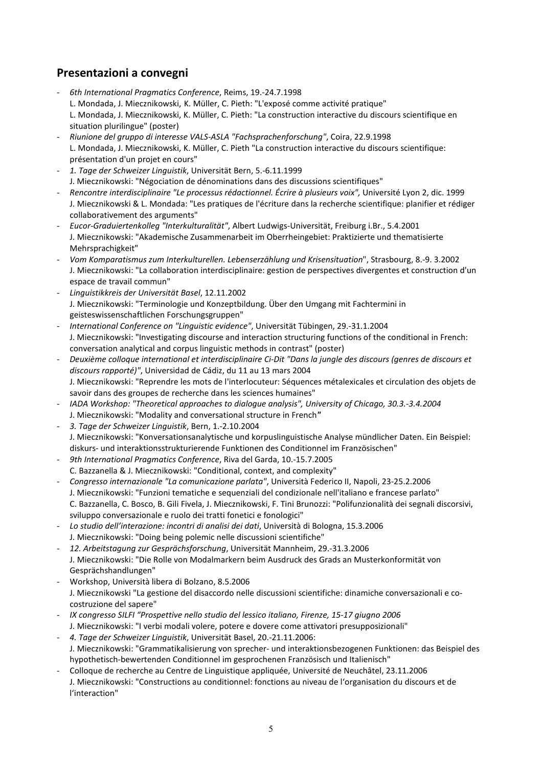## Presentazioni a convegni

- *6th International Pragmatics Conference*, Reims, 19.-24.7.1998
  L. Mondada, J. Miecznikowski, K. Müller, C. Pieth: "L'exposé comme activité pratique"
  L. Mondada, J. Miecznikowski, K. Müller, C. Pieth: "La construction interactive du discours scientifique en situation plurilingue" (poster)
- *Riunione del gruppo di interesse VALS-ASLA "Fachsprachenforschung"*, Coira, 22.9.1998
  L. Mondada, J. Miecznikowski, K. Müller, C. Pieth "La construction interactive du discours scientifique: présentation d'un projet en cours"
- *1. Tage der Schweizer Linguistik*, Universität Bern, 5.-6.11.1999
  J. Miecznikowski: "Négociation de dénominations dans des discussions scientifiques"
- *Rencontre interdisciplinaire "Le processus rédactionnel. Écrire à plusieurs voix",* Université Lyon 2, dic. 1999
  J. Miecznikowski & L. Mondada: "Les pratiques de l'écriture dans la recherche scientifique: planifier et rédiger collaborativement des arguments"
- *Eucor-Graduiertenkolleg "Interkulturalität"*, Albert Ludwigs-Universität, Freiburg i.Br., 5.4.2001
  J. Miecznikowski: "Akademische Zusammenarbeit im Oberrheingebiet: Praktizierte und thematisierte Mehrsprachigkeit"
- *Vom Komparatismus zum Interkulturellen. Lebenserzählung und Krisensituation*", Strasbourg, 8.-9. 3.2002
  J. Miecznikowski: "La collaboration interdisciplinaire: gestion de perspectives divergentes et construction d'un espace de travail commun"
- *Linguistikkreis der Universität Basel*, 12.11.2002
  J. Miecznikowski: "Terminologie und Konzeptbildung. Über den Umgang mit Fachtermini in geisteswissenschaftlichen Forschungsgruppen"
- *International Conference on "Linguistic evidence"*, Universität Tübingen, 29.-31.1.2004
  J. Miecznikowski: "Investigating discourse and interaction structuring functions of the conditional in French: conversation analytical and corpus linguistic methods in contrast" (poster)
- *Deuxième colloque international et interdisciplinaire Ci-Dit "Dans la jungle des discours (genres de discours et discours rapporté)"*, Universidad de Cádiz, du 11 au 13 mars 2004
  J. Miecznikowski: "Reprendre les mots de l'interlocuteur: Séquences métalexicales et circulation des objets de savoir dans des groupes de recherche dans les sciences humaines"
- *IADA Workshop: "Theoretical approaches to dialogue analysis", University of Chicago, 30.3.-3.4.2004*
  J. Miecznikowski: "Modality and conversational structure in French"
- *3. Tage der Schweizer Linguistik*, Bern, 1.-2.10.2004
  J. Miecznikowski: "Konversationsanalytische und korpuslinguistische Analyse mündlicher Daten. Ein Beispiel: diskurs- und interaktionsstrukturierende Funktionen des Conditionnel im Französischen"
- *9th International Pragmatics Conference*, Riva del Garda, 10.-15.7.2005
  C. Bazzanella & J. Miecznikowski: "Conditional, context, and complexity"
- *Congresso internazionale "La comunicazione parlata"*, Università Federico II, Napoli, 23-25.2.2006
  J. Miecznikowski: "Funzioni tematiche e sequenziali del condizionale nell'italiano e francese parlato"
  C. Bazzanella, C. Bosco, B. Gili Fivela, J. Miecznikowski, F. Tini Brunozzi: "Polifunzionalità dei segnali discorsivi, sviluppo conversazionale e ruolo dei tratti fonetici e fonologici"
- *Lo studio dell'interazione: incontri di analisi dei dati*, Università di Bologna, 15.3.2006
  J. Miecznikowski: "Doing being polemic nelle discussioni scientifiche"
- *12. Arbeitstagung zur Gesprächsforschung*, Universität Mannheim, 29.-31.3.2006
  J. Miecznikowski: "Die Rolle von Modalmarkern beim Ausdruck des Grads an Musterkonformität von Gesprächshandlungen"
- Workshop, Università libera di Bolzano, 8.5.2006
  J. Miecznikowski "La gestione del disaccordo nelle discussioni scientifiche: dinamiche conversazionali e co-costruzione del sapere"
- *IX congresso SILFI "Prospettive nello studio del lessico italiano, Firenze, 15-17 giugno 2006*
  J. Miecznikowski: "I verbi modali volere, potere e dovere come attivatori presupposizionali"
- *4. Tage der Schweizer Linguistik*, Universität Basel, 20.-21.11.2006:
  J. Miecznikowski: "Grammatikalisierung von sprecher- und interaktionsbezogenen Funktionen: das Beispiel des hypothetisch-bewertenden Conditionnel im gesprochenen Französisch und Italienisch"
- Colloque de recherche au Centre de Linguistique appliquée, Université de Neuchâtel, 23.11.2006
  J. Miecznikowski: "Constructions au conditionnel: fonctions au niveau de l'organisation du discours et de l'interaction"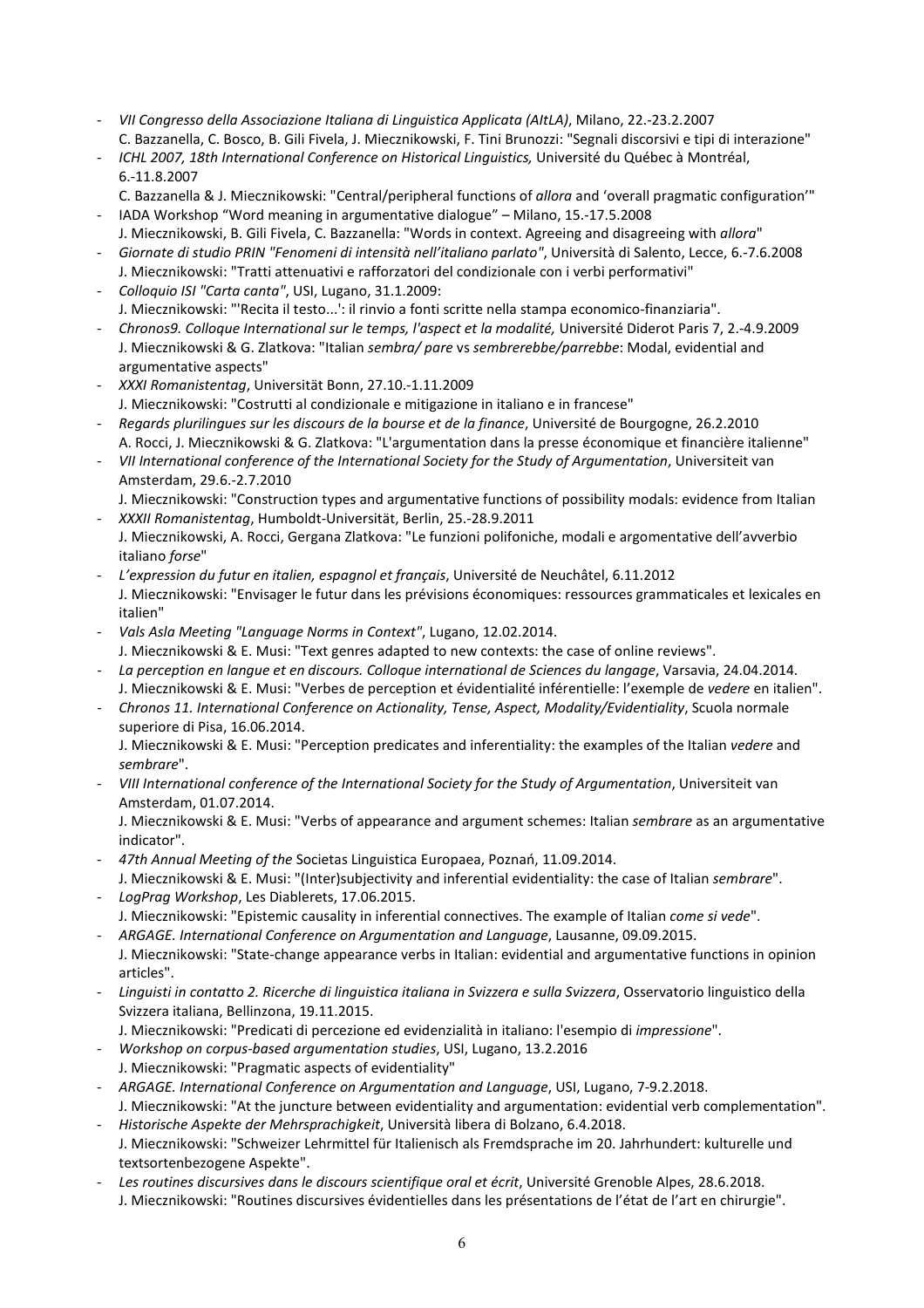- *VII Congresso della Associazione Italiana di Linguistica Applicata (AItLA)*, Milano, 22.-23.2.2007
  C. Bazzanella, C. Bosco, B. Gili Fivela, J. Miecznikowski, F. Tini Brunozzi: "Segnali discorsivi e tipi di interazione"
- *ICHL 2007, 18th International Conference on Historical Linguistics,* Université du Québec à Montréal, 6.-11.8.2007
  C. Bazzanella & J. Miecznikowski: "Central/peripheral functions of *allora* and 'overall pragmatic configuration'"
- IADA Workshop "Word meaning in argumentative dialogue" – Milano, 15.-17.5.2008
  J. Miecznikowski, B. Gili Fivela, C. Bazzanella: "Words in context. Agreeing and disagreeing with *allora*"
- *Giornate di studio PRIN "Fenomeni di intensità nell'italiano parlato"*, Università di Salento, Lecce, 6.-7.6.2008
  J. Miecznikowski: "Tratti attenuativi e rafforzatori del condizionale con i verbi performativi"
- *Colloquio ISI "Carta canta"*, USI, Lugano, 31.1.2009:
  J. Miecznikowski: "'Recita il testo...': il rinvio a fonti scritte nella stampa economico-finanziaria".
- *Chronos9. Colloque International sur le temps, l'aspect et la modalité,* Université Diderot Paris 7, 2.-4.9.2009
  J. Miecznikowski & G. Zlatkova: "Italian *sembra/ pare* vs *sembrerebbe/parrebbe*: Modal, evidential and argumentative aspects"
- *XXXI Romanistentag*, Universität Bonn, 27.10.-1.11.2009
  J. Miecznikowski: "Costrutti al condizionale e mitigazione in italiano e in francese"
- *Regards plurilingues sur les discours de la bourse et de la finance*, Université de Bourgogne, 26.2.2010
  A. Rocci, J. Miecznikowski & G. Zlatkova: "L'argumentation dans la presse économique et financière italienne"
- *VII International conference of the International Society for the Study of Argumentation*, Universiteit van Amsterdam, 29.6.-2.7.2010
  J. Miecznikowski: "Construction types and argumentative functions of possibility modals: evidence from Italian
- *XXXII Romanistentag*, Humboldt-Universität, Berlin, 25.-28.9.2011
  J. Miecznikowski, A. Rocci, Gergana Zlatkova: "Le funzioni polifoniche, modali e argomentative dell'avverbio italiano *forse*"
- *L'expression du futur en italien, espagnol et français*, Université de Neuchâtel, 6.11.2012
  J. Miecznikowski: "Envisager le futur dans les prévisions économiques: ressources grammaticales et lexicales en italien"
- *Vals Asla Meeting "Language Norms in Context"*, Lugano, 12.02.2014.
  J. Miecznikowski & E. Musi: "Text genres adapted to new contexts: the case of online reviews".
- *La perception en langue et en discours. Colloque international de Sciences du langage*, Varsavia, 24.04.2014.
  J. Miecznikowski & E. Musi: "Verbes de perception et évidentialité inférentielle: l'exemple de *vedere* en italien".
- *Chronos 11. International Conference on Actionality, Tense, Aspect, Modality/Evidentiality*, Scuola normale superiore di Pisa, 16.06.2014.
  J. Miecznikowski & E. Musi: "Perception predicates and inferentiality: the examples of the Italian *vedere* and *sembrare*".
- *VIII International conference of the International Society for the Study of Argumentation*, Universiteit van Amsterdam, 01.07.2014.
  J. Miecznikowski & E. Musi: "Verbs of appearance and argument schemes: Italian *sembrare* as an argumentative indicator".
- *47th Annual Meeting of the* Societas Linguistica Europaea, Poznań, 11.09.2014.
  J. Miecznikowski & E. Musi: "(Inter)subjectivity and inferential evidentiality: the case of Italian *sembrare*".
- *LogPrag Workshop*, Les Diablerets, 17.06.2015.
  J. Miecznikowski: "Epistemic causality in inferential connectives. The example of Italian *come si vede*".
- *ARGAGE. International Conference on Argumentation and Language*, Lausanne, 09.09.2015.
  J. Miecznikowski: "State-change appearance verbs in Italian: evidential and argumentative functions in opinion articles".
- *Linguisti in contatto 2. Ricerche di linguistica italiana in Svizzera e sulla Svizzera*, Osservatorio linguistico della Svizzera italiana, Bellinzona, 19.11.2015.
  J. Miecznikowski: "Predicati di percezione ed evidenzialità in italiano: l'esempio di *impressione*".
- *Workshop on corpus-based argumentation studies*, USI, Lugano, 13.2.2016
  J. Miecznikowski: "Pragmatic aspects of evidentiality"
- *ARGAGE. International Conference on Argumentation and Language*, USI, Lugano, 7-9.2.2018.
  J. Miecznikowski: "At the juncture between evidentiality and argumentation: evidential verb complementation".
- *Historische Aspekte der Mehrsprachigkeit*, Università libera di Bolzano, 6.4.2018.
  J. Miecznikowski: "Schweizer Lehrmittel für Italienisch als Fremdsprache im 20. Jahrhundert: kulturelle und textsortenbezogene Aspekte".
- *Les routines discursives dans le discours scientifique oral et écrit*, Université Grenoble Alpes, 28.6.2018.
  J. Miecznikowski: "Routines discursives évidentielles dans les présentations de l'état de l'art en chirurgie".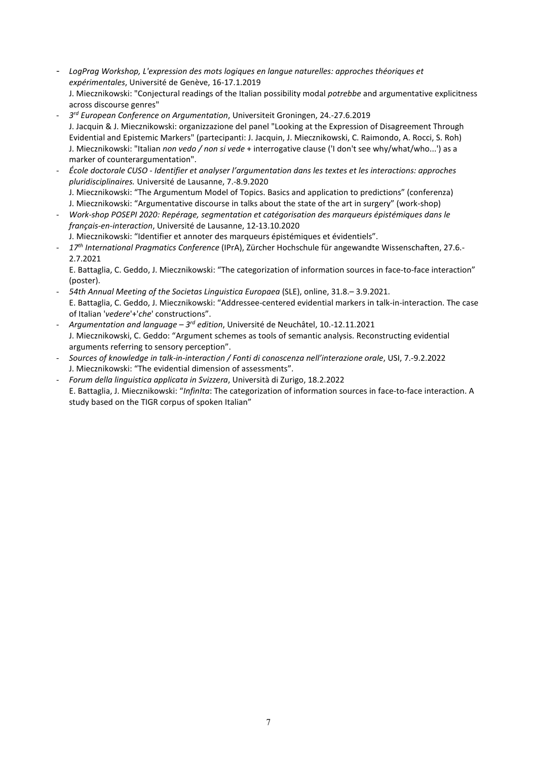- *LogPrag Workshop, L'expression des mots logiques en langue naturelles: approches théoriques et expérimentales*, Université de Genève, 16-17.1.2019
  J. Miecznikowski: "Conjectural readings of the Italian possibility modal *potrebbe* and argumentative explicitness across discourse genres"
- *3rd European Conference on Argumentation*, Universiteit Groningen, 24.-27.6.2019
  J. Jacquin & J. Miecznikowski: organizzazione del panel "Looking at the Expression of Disagreement Through Evidential and Epistemic Markers" (partecipanti: J. Jacquin, J. Miecznikowski, C. Raimondo, A. Rocci, S. Roh)
  J. Miecznikowski: "Italian *non vedo / non si vede* + interrogative clause ('I don't see why/what/who...') as a marker of counterargumentation".
- *École doctorale CUSO - Identifier et analyser l'argumentation dans les textes et les interactions: approches pluridisciplinaires.* Université de Lausanne, 7.-8.9.2020
  J. Miecznikowski: "The Argumentum Model of Topics. Basics and application to predictions" (conferenza)
  J. Miecznikowski: "Argumentative discourse in talks about the state of the art in surgery" (work-shop)
- *Work-shop POSEPI 2020: Repérage, segmentation et catégorisation des marqueurs épistémiques dans le français-en-interaction*, Université de Lausanne, 12-13.10.2020
  J. Miecznikowski: "Identifier et annoter des marqueurs épistémiques et évidentiels".
- *17th International Pragmatics Conference* (IPrA), Zürcher Hochschule für angewandte Wissenschaften, 27.6.-2.7.2021
  E. Battaglia, C. Geddo, J. Miecznikowski: "The categorization of information sources in face-to-face interaction" (poster).
- *54th Annual Meeting of the Societas Linguistica Europaea* (SLE), online, 31.8.– 3.9.2021.
  E. Battaglia, C. Geddo, J. Miecznikowski: "Addressee-centered evidential markers in talk-in-interaction. The case of Italian '*vedere*'+'*che*' constructions".
- *Argumentation and language – 3rd edition*, Université de Neuchâtel, 10.-12.11.2021
  J. Miecznikowski, C. Geddo: "Argument schemes as tools of semantic analysis. Reconstructing evidential arguments referring to sensory perception".
- *Sources of knowledge in talk-in-interaction / Fonti di conoscenza nell'interazione orale*, USI, 7.-9.2.2022
  J. Miecznikowski: "The evidential dimension of assessments".
- *Forum della linguistica applicata in Svizzera*, Università di Zurigo, 18.2.2022
  E. Battaglia, J. Miecznikowski: "*InfinIta*: The categorization of information sources in face-to-face interaction. A study based on the TIGR corpus of spoken Italian"